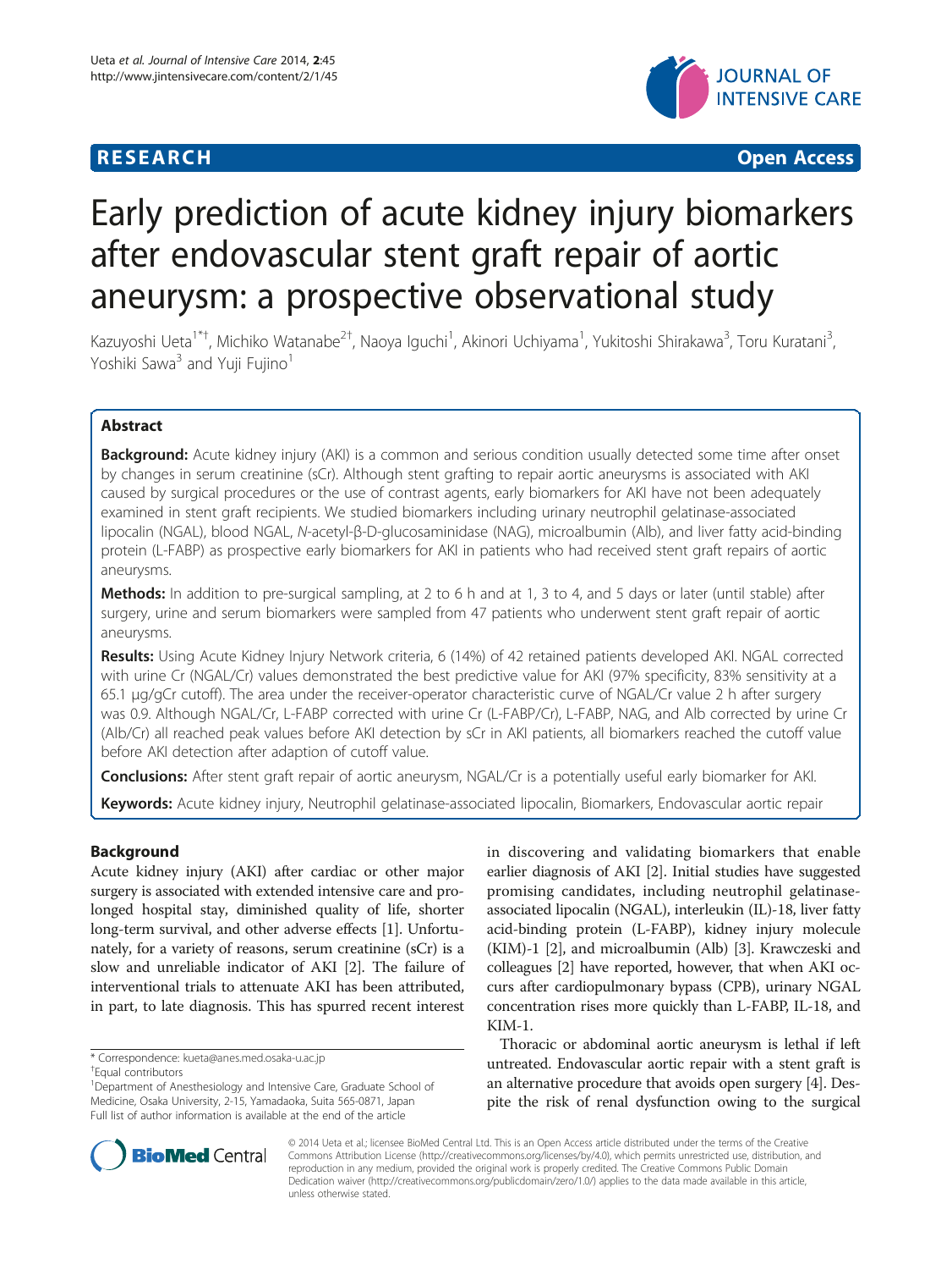**RESEARCH** **Open Access**

# Early prediction of acute kidney injury biomarkers after endovascular stent graft repair of aortic aneurysm: a prospective observational study

Kazuyoshi Ueta[1*†], Michiko Watanabe[2†], Naoya Iguchi[1], Akinori Uchiyama[1], Yukitoshi Shirakawa[3], Toru Kuratani[3], Yoshiki Sawa[3] and Yuji Fujino[1]

## Abstract

**Background:** Acute kidney injury (AKI) is a common and serious condition usually detected some time after onset by changes in serum creatinine (sCr). Although stent grafting to repair aortic aneurysms is associated with AKI caused by surgical procedures or the use of contrast agents, early biomarkers for AKI have not been adequately examined in stent graft recipients. We studied biomarkers including urinary neutrophil gelatinase-associated lipocalin (NGAL), blood NGAL, *N*-acetyl-β-D-glucosaminidase (NAG), microalbumin (Alb), and liver fatty acid-binding protein (L-FABP) as prospective early biomarkers for AKI in patients who had received stent graft repairs of aortic aneurysms.

**Methods:** In addition to pre-surgical sampling, at 2 to 6 h and at 1, 3 to 4, and 5 days or later (until stable) after surgery, urine and serum biomarkers were sampled from 47 patients who underwent stent graft repair of aortic aneurysms.

**Results:** Using Acute Kidney Injury Network criteria, 6 (14%) of 42 retained patients developed AKI. NGAL corrected with urine Cr (NGAL/Cr) values demonstrated the best predictive value for AKI (97% specificity, 83% sensitivity at a 65.1 μg/gCr cutoff). The area under the receiver-operator characteristic curve of NGAL/Cr value 2 h after surgery was 0.9. Although NGAL/Cr, L-FABP corrected with urine Cr (L-FABP/Cr), L-FABP, NAG, and Alb corrected by urine Cr (Alb/Cr) all reached peak values before AKI detection by sCr in AKI patients, all biomarkers reached the cutoff value before AKI detection after adaption of cutoff value.

**Conclusions:** After stent graft repair of aortic aneurysm, NGAL/Cr is a potentially useful early biomarker for AKI.

**Keywords:** Acute kidney injury, Neutrophil gelatinase-associated lipocalin, Biomarkers, Endovascular aortic repair

## Background

Acute kidney injury (AKI) after cardiac or other major surgery is associated with extended intensive care and prolonged hospital stay, diminished quality of life, shorter long-term survival, and other adverse effects [1]. Unfortunately, for a variety of reasons, serum creatinine (sCr) is a slow and unreliable indicator of AKI [2]. The failure of interventional trials to attenuate AKI has been attributed, in part, to late diagnosis. This has spurred recent interest in discovering and validating biomarkers that enable earlier diagnosis of AKI [2]. Initial studies have suggested promising candidates, including neutrophil gelatinase-associated lipocalin (NGAL), interleukin (IL)-18, liver fatty acid-binding protein (L-FABP), kidney injury molecule (KIM)-1 [2], and microalbumin (Alb) [3]. Krawczeski and colleagues [2] have reported, however, that when AKI occurs after cardiopulmonary bypass (CPB), urinary NGAL concentration rises more quickly than L-FABP, IL-18, and KIM-1.

Thoracic or abdominal aortic aneurysm is lethal if left untreated. Endovascular aortic repair with a stent graft is an alternative procedure that avoids open surgery [4]. Despite the risk of renal dysfunction owing to the surgical

\* Correspondence: kueta@anes.med.osaka-u.ac.jp

†Equal contributors

[1]Department of Anesthesiology and Intensive Care, Graduate School of Medicine, Osaka University, 2-15, Yamadaoka, Suita 565-0871, Japan

Full list of author information is available at the end of the article

© 2014 Ueta et al.; licensee BioMed Central Ltd. This is an Open Access article distributed under the terms of the Creative Commons Attribution License (http://creativecommons.org/licenses/by/4.0), which permits unrestricted use, distribution, and reproduction in any medium, provided the original work is properly credited. The Creative Commons Public Domain Dedication waiver (http://creativecommons.org/publicdomain/zero/1.0/) applies to the data made available in this article, unless otherwise stated.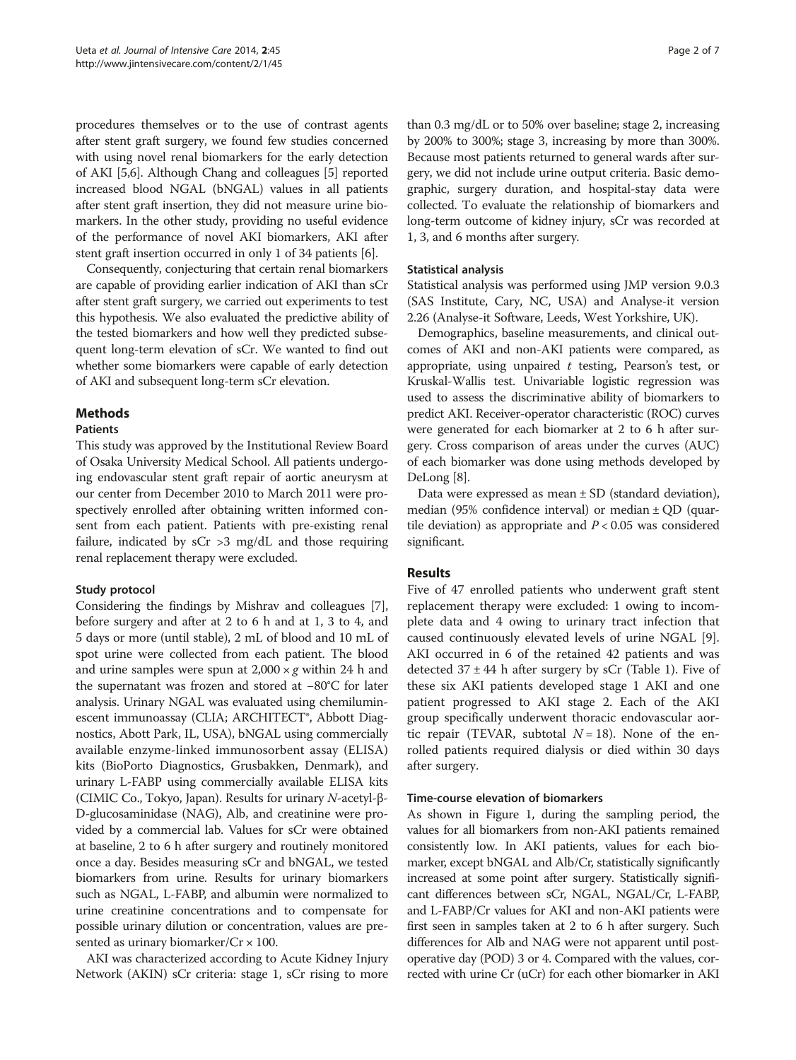procedures themselves or to the use of contrast agents after stent graft surgery, we found few studies concerned with using novel renal biomarkers for the early detection of AKI [5,6]. Although Chang and colleagues [5] reported increased blood NGAL (bNGAL) values in all patients after stent graft insertion, they did not measure urine biomarkers. In the other study, providing no useful evidence of the performance of novel AKI biomarkers, AKI after stent graft insertion occurred in only 1 of 34 patients [6].

Consequently, conjecturing that certain renal biomarkers are capable of providing earlier indication of AKI than sCr after stent graft surgery, we carried out experiments to test this hypothesis. We also evaluated the predictive ability of the tested biomarkers and how well they predicted subsequent long-term elevation of sCr. We wanted to find out whether some biomarkers were capable of early detection of AKI and subsequent long-term sCr elevation.

## Methods

### Patients

This study was approved by the Institutional Review Board of Osaka University Medical School. All patients undergoing endovascular stent graft repair of aortic aneurysm at our center from December 2010 to March 2011 were prospectively enrolled after obtaining written informed consent from each patient. Patients with pre-existing renal failure, indicated by sCr >3 mg/dL and those requiring renal replacement therapy were excluded.

#### Study protocol

Considering the findings by Mishrav and colleagues [7], before surgery and after at 2 to 6 h and at 1, 3 to 4, and 5 days or more (until stable), 2 mL of blood and 10 mL of spot urine were collected from each patient. The blood and urine samples were spun at $2,000 \times g$ within 24 h and the supernatant was frozen and stored at −80°C for later analysis. Urinary NGAL was evaluated using chemiluminescent immunoassay (CLIA; ARCHITECT®, Abbott Diagnostics, Abott Park, IL, USA), bNGAL using commercially available enzyme-linked immunosorbent assay (ELISA) kits (BioPorto Diagnostics, Grusbakken, Denmark), and urinary L-FABP using commercially available ELISA kits (CIMIC Co., Tokyo, Japan). Results for urinary *N*-acetyl-β-D-glucosaminidase (NAG), Alb, and creatinine were provided by a commercial lab. Values for sCr were obtained at baseline, 2 to 6 h after surgery and routinely monitored once a day. Besides measuring sCr and bNGAL, we tested biomarkers from urine. Results for urinary biomarkers such as NGAL, L-FABP, and albumin were normalized to urine creatinine concentrations and to compensate for possible urinary dilution or concentration, values are presented as urinary biomarker/Cr × 100.

AKI was characterized according to Acute Kidney Injury Network (AKIN) sCr criteria: stage 1, sCr rising to more than 0.3 mg/dL or to 50% over baseline; stage 2, increasing by 200% to 300%; stage 3, increasing by more than 300%. Because most patients returned to general wards after surgery, we did not include urine output criteria. Basic demographic, surgery duration, and hospital-stay data were collected. To evaluate the relationship of biomarkers and long-term outcome of kidney injury, sCr was recorded at 1, 3, and 6 months after surgery.

#### Statistical analysis

Statistical analysis was performed using JMP version 9.0.3 (SAS Institute, Cary, NC, USA) and Analyse-it version 2.26 (Analyse-it Software, Leeds, West Yorkshire, UK).

Demographics, baseline measurements, and clinical outcomes of AKI and non-AKI patients were compared, as appropriate, using unpaired *t* testing, Pearson's test, or Kruskal-Wallis test. Univariable logistic regression was used to assess the discriminative ability of biomarkers to predict AKI. Receiver-operator characteristic (ROC) curves were generated for each biomarker at 2 to 6 h after surgery. Cross comparison of areas under the curves (AUC) of each biomarker was done using methods developed by DeLong [8].

Data were expressed as mean ± SD (standard deviation), median (95% confidence interval) or median ± QD (quartile deviation) as appropriate and $P < 0.05$ was considered significant.

## Results

Five of 47 enrolled patients who underwent graft stent replacement therapy were excluded: 1 owing to incomplete data and 4 owing to urinary tract infection that caused continuously elevated levels of urine NGAL [9]. AKI occurred in 6 of the retained 42 patients and was detected 37 ± 44 h after surgery by sCr (Table 1). Five of these six AKI patients developed stage 1 AKI and one patient progressed to AKI stage 2. Each of the AKI group specifically underwent thoracic endovascular aortic repair (TEVAR, subtotal $N = 18$). None of the enrolled patients required dialysis or died within 30 days after surgery.

#### Time-course elevation of biomarkers

As shown in Figure 1, during the sampling period, the values for all biomarkers from non-AKI patients remained consistently low. In AKI patients, values for each biomarker, except bNGAL and Alb/Cr, statistically significantly increased at some point after surgery. Statistically significant differences between sCr, NGAL, NGAL/Cr, L-FABP, and L-FABP/Cr values for AKI and non-AKI patients were first seen in samples taken at 2 to 6 h after surgery. Such differences for Alb and NAG were not apparent until postoperative day (POD) 3 or 4. Compared with the values, corrected with urine Cr (uCr) for each other biomarker in AKI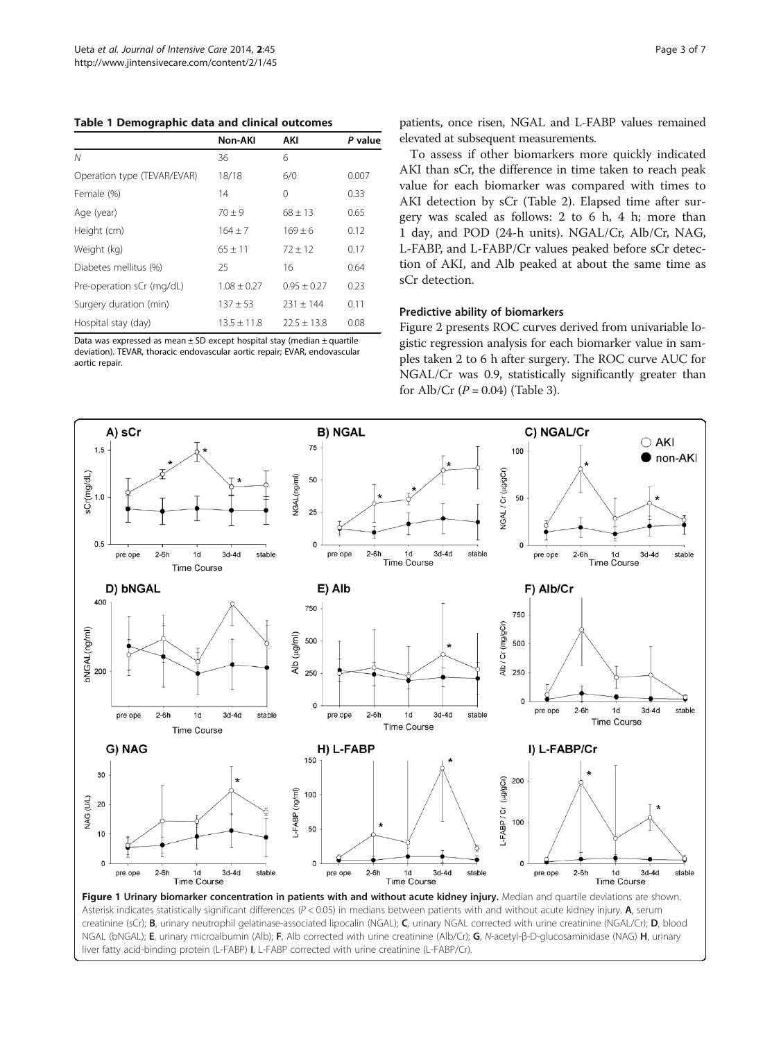**Table 1 Demographic data and clinical outcomes**

| | Non-AKI | AKI | *P* value |
|---|---|---|---|
| *N* | 36 | 6 | |
| Operation type (TEVAR/EVAR) | 18/18 | 6/0 | 0.007 |
| Female (%) | 14 | 0 | 0.33 |
| Age (year) | 70 ± 9 | 68 ± 13 | 0.65 |
| Height (cm) | 164 ± 7 | 169 ± 6 | 0.12 |
| Weight (kg) | 65 ± 11 | 72 ± 12 | 0.17 |
| Diabetes mellitus (%) | 25 | 16 | 0.64 |
| Pre-operation sCr (mg/dL) | 1.08 ± 0.27 | 0.95 ± 0.27 | 0.23 |
| Surgery duration (min) | 137 ± 53 | 231 ± 144 | 0.11 |
| Hospital stay (day) | 13.5 ± 11.8 | 22.5 ± 13.8 | 0.08 |

Data was expressed as mean ± SD except hospital stay (median ± quartile deviation). TEVAR, thoracic endovascular aortic repair; EVAR, endovascular aortic repair.

patients, once risen, NGAL and L-FABP values remained elevated at subsequent measurements.

To assess if other biomarkers more quickly indicated AKI than sCr, the difference in time taken to reach peak value for each biomarker was compared with times to AKI detection by sCr (Table 2). Elapsed time after surgery was scaled as follows: 2 to 6 h, 4 h; more than 1 day, and POD (24-h units). NGAL/Cr, Alb/Cr, NAG, L-FABP, and L-FABP/Cr values peaked before sCr detection of AKI, and Alb peaked at about the same time as sCr detection.

### Predictive ability of biomarkers

Figure 2 presents ROC curves derived from univariable logistic regression analysis for each biomarker value in samples taken 2 to 6 h after surgery. The ROC curve AUC for NGAL/Cr was 0.9, statistically significantly greater than for Alb/Cr ($P = 0.04$) (Table 3).

**Figure 1 Urinary biomarker concentration in patients with and without acute kidney injury.** Median and quartile deviations are shown. Asterisk indicates statistically significant differences ($P < 0.05$) in medians between patients with and without acute kidney injury. **A**, serum creatinine (sCr); **B**, urinary neutrophil gelatinase-associated lipocalin (NGAL); **C**, urinary NGAL corrected with urine creatinine (NGAL/Cr); **D**, blood NGAL (bNGAL); **E**, urinary microalbumin (Alb); **F**, Alb corrected with urine creatinine (Alb/Cr); **G**, *N*-acetyl-β-D-glucosaminidase (NAG) **H**, urinary liver fatty acid-binding protein (L-FABP) **I**, L-FABP corrected with urine creatinine (L-FABP/Cr).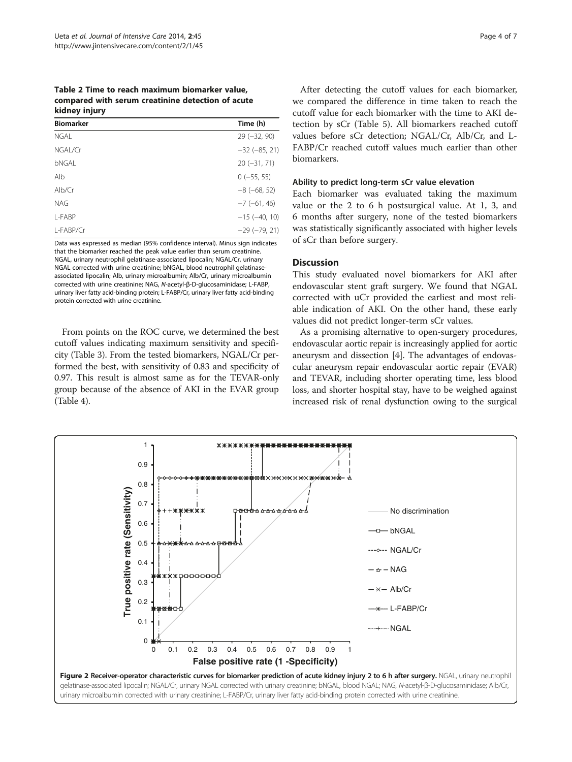**Table 2 Time to reach maximum biomarker value, compared with serum creatinine detection of acute kidney injury**

| Biomarker | Time (h) |
|---|---|
| NGAL | 29 (−32, 90) |
| NGAL/Cr | −32 (−85, 21) |
| bNGAL | 20 (−31, 71) |
| Alb | 0 (−55, 55) |
| Alb/Cr | −8 (−68, 52) |
| NAG | −7 (−61, 46) |
| L-FABP | −15 (−40, 10) |
| L-FABP/Cr | −29 (−79, 21) |

Data was expressed as median (95% confidence interval). Minus sign indicates that the biomarker reached the peak value earlier than serum creatinine. NGAL, urinary neutrophil gelatinase-associated lipocalin; NGAL/Cr, urinary NGAL corrected with urine creatinine; bNGAL, blood neutrophil gelatinase-associated lipocalin; Alb, urinary microalbumin; Alb/Cr, urinary microalbumin corrected with urine creatinine; NAG, *N*-acetyl-β-D-glucosaminidase; L-FABP, urinary liver fatty acid-binding protein; L-FABP/Cr, urinary liver fatty acid-binding protein corrected with urine creatinine.

From points on the ROC curve, we determined the best cutoff values indicating maximum sensitivity and specificity (Table 3). From the tested biomarkers, NGAL/Cr performed the best, with sensitivity of 0.83 and specificity of 0.97. This result is almost same as for the TEVAR-only group because of the absence of AKI in the EVAR group (Table 4).

After detecting the cutoff values for each biomarker, we compared the difference in time taken to reach the cutoff value for each biomarker with the time to AKI detection by sCr (Table 5). All biomarkers reached cutoff values before sCr detection; NGAL/Cr, Alb/Cr, and L-FABP/Cr reached cutoff values much earlier than other biomarkers.

### Ability to predict long-term sCr value elevation

Each biomarker was evaluated taking the maximum value or the 2 to 6 h postsurgical value. At 1, 3, and 6 months after surgery, none of the tested biomarkers was statistically significantly associated with higher levels of sCr than before surgery.

## Discussion

This study evaluated novel biomarkers for AKI after endovascular stent graft surgery. We found that NGAL corrected with uCr provided the earliest and most reliable indication of AKI. On the other hand, these early values did not predict longer-term sCr values.

As a promising alternative to open-surgery procedures, endovascular aortic repair is increasingly applied for aortic aneurysm and dissection [4]. The advantages of endovascular aneurysm repair endovascular aortic repair (EVAR) and TEVAR, including shorter operating time, less blood loss, and shorter hospital stay, have to be weighed against increased risk of renal dysfunction owing to the surgical

**Figure 2 Receiver-operator characteristic curves for biomarker prediction of acute kidney injury 2 to 6 h after surgery.** NGAL, urinary neutrophil gelatinase-associated lipocalin; NGAL/Cr, urinary NGAL corrected with urinary creatinine; bNGAL, blood NGAL; NAG, *N*-acetyl-β-D-glucosaminidase; Alb/Cr, urinary microalbumin corrected with urinary creatinine; L-FABP/Cr, urinary liver fatty acid-binding protein corrected with urine creatinine.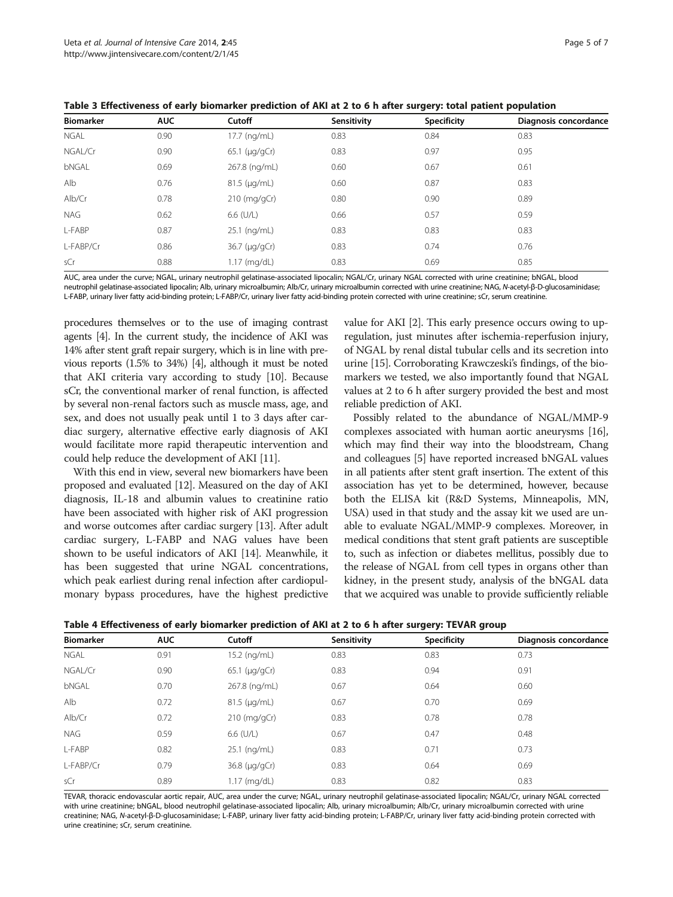**Table 3 Effectiveness of early biomarker prediction of AKI at 2 to 6 h after surgery: total patient population**

| Biomarker | AUC | Cutoff | Sensitivity | Specificity | Diagnosis concordance |
|---|---|---|---|---|---|
| NGAL | 0.90 | 17.7 (ng/mL) | 0.83 | 0.84 | 0.83 |
| NGAL/Cr | 0.90 | 65.1 (μg/gCr) | 0.83 | 0.97 | 0.95 |
| bNGAL | 0.69 | 267.8 (ng/mL) | 0.60 | 0.67 | 0.61 |
| Alb | 0.76 | 81.5 (μg/mL) | 0.60 | 0.87 | 0.83 |
| Alb/Cr | 0.78 | 210 (mg/gCr) | 0.80 | 0.90 | 0.89 |
| NAG | 0.62 | 6.6 (U/L) | 0.66 | 0.57 | 0.59 |
| L-FABP | 0.87 | 25.1 (ng/mL) | 0.83 | 0.83 | 0.83 |
| L-FABP/Cr | 0.86 | 36.7 (μg/gCr) | 0.83 | 0.74 | 0.76 |
| sCr | 0.88 | 1.17 (mg/dL) | 0.83 | 0.69 | 0.85 |

AUC, area under the curve; NGAL, urinary neutrophil gelatinase-associated lipocalin; NGAL/Cr, urinary NGAL corrected with urine creatinine; bNGAL, blood neutrophil gelatinase-associated lipocalin; Alb, urinary microalbumin; Alb/Cr, urinary microalbumin corrected with urine creatinine; NAG, *N*-acetyl-β-D-glucosaminidase; L-FABP, urinary liver fatty acid-binding protein; L-FABP/Cr, urinary liver fatty acid-binding protein corrected with urine creatinine; sCr, serum creatinine.

procedures themselves or to the use of imaging contrast agents [4]. In the current study, the incidence of AKI was 14% after stent graft repair surgery, which is in line with previous reports (1.5% to 34%) [4], although it must be noted that AKI criteria vary according to study [10]. Because sCr, the conventional marker of renal function, is affected by several non-renal factors such as muscle mass, age, and sex, and does not usually peak until 1 to 3 days after cardiac surgery, alternative effective early diagnosis of AKI would facilitate more rapid therapeutic intervention and could help reduce the development of AKI [11].

With this end in view, several new biomarkers have been proposed and evaluated [12]. Measured on the day of AKI diagnosis, IL-18 and albumin values to creatinine ratio have been associated with higher risk of AKI progression and worse outcomes after cardiac surgery [13]. After adult cardiac surgery, L-FABP and NAG values have been shown to be useful indicators of AKI [14]. Meanwhile, it has been suggested that urine NGAL concentrations, which peak earliest during renal infection after cardiopulmonary bypass procedures, have the highest predictive value for AKI [2]. This early presence occurs owing to upregulation, just minutes after ischemia-reperfusion injury, of NGAL by renal distal tubular cells and its secretion into urine [15]. Corroborating Krawczeski's findings, of the biomarkers we tested, we also importantly found that NGAL values at 2 to 6 h after surgery provided the best and most reliable prediction of AKI.

Possibly related to the abundance of NGAL/MMP-9 complexes associated with human aortic aneurysms [16], which may find their way into the bloodstream, Chang and colleagues [5] have reported increased bNGAL values in all patients after stent graft insertion. The extent of this association has yet to be determined, however, because both the ELISA kit (R&D Systems, Minneapolis, MN, USA) used in that study and the assay kit we used are unable to evaluate NGAL/MMP-9 complexes. Moreover, in medical conditions that stent graft patients are susceptible to, such as infection or diabetes mellitus, possibly due to the release of NGAL from cell types in organs other than kidney, in the present study, analysis of the bNGAL data that we acquired was unable to provide sufficiently reliable

**Table 4 Effectiveness of early biomarker prediction of AKI at 2 to 6 h after surgery: TEVAR group**

| Biomarker | AUC | Cutoff | Sensitivity | Specificity | Diagnosis concordance |
|---|---|---|---|---|---|
| NGAL | 0.91 | 15.2 (ng/mL) | 0.83 | 0.83 | 0.73 |
| NGAL/Cr | 0.90 | 65.1 (μg/gCr) | 0.83 | 0.94 | 0.91 |
| bNGAL | 0.70 | 267.8 (ng/mL) | 0.67 | 0.64 | 0.60 |
| Alb | 0.72 | 81.5 (μg/mL) | 0.67 | 0.70 | 0.69 |
| Alb/Cr | 0.72 | 210 (mg/gCr) | 0.83 | 0.78 | 0.78 |
| NAG | 0.59 | 6.6 (U/L) | 0.67 | 0.47 | 0.48 |
| L-FABP | 0.82 | 25.1 (ng/mL) | 0.83 | 0.71 | 0.73 |
| L-FABP/Cr | 0.79 | 36.8 (μg/gCr) | 0.83 | 0.64 | 0.69 |
| sCr | 0.89 | 1.17 (mg/dL) | 0.83 | 0.82 | 0.83 |

TEVAR, thoracic endovascular aortic repair, AUC, area under the curve; NGAL, urinary neutrophil gelatinase-associated lipocalin; NGAL/Cr, urinary NGAL corrected with urine creatinine; bNGAL, blood neutrophil gelatinase-associated lipocalin; Alb, urinary microalbumin; Alb/Cr, urinary microalbumin corrected with urine creatinine; NAG, *N*-acetyl-β-D-glucosaminidase; L-FABP, urinary liver fatty acid-binding protein; L-FABP/Cr, urinary liver fatty acid-binding protein corrected with urine creatinine; sCr, serum creatinine.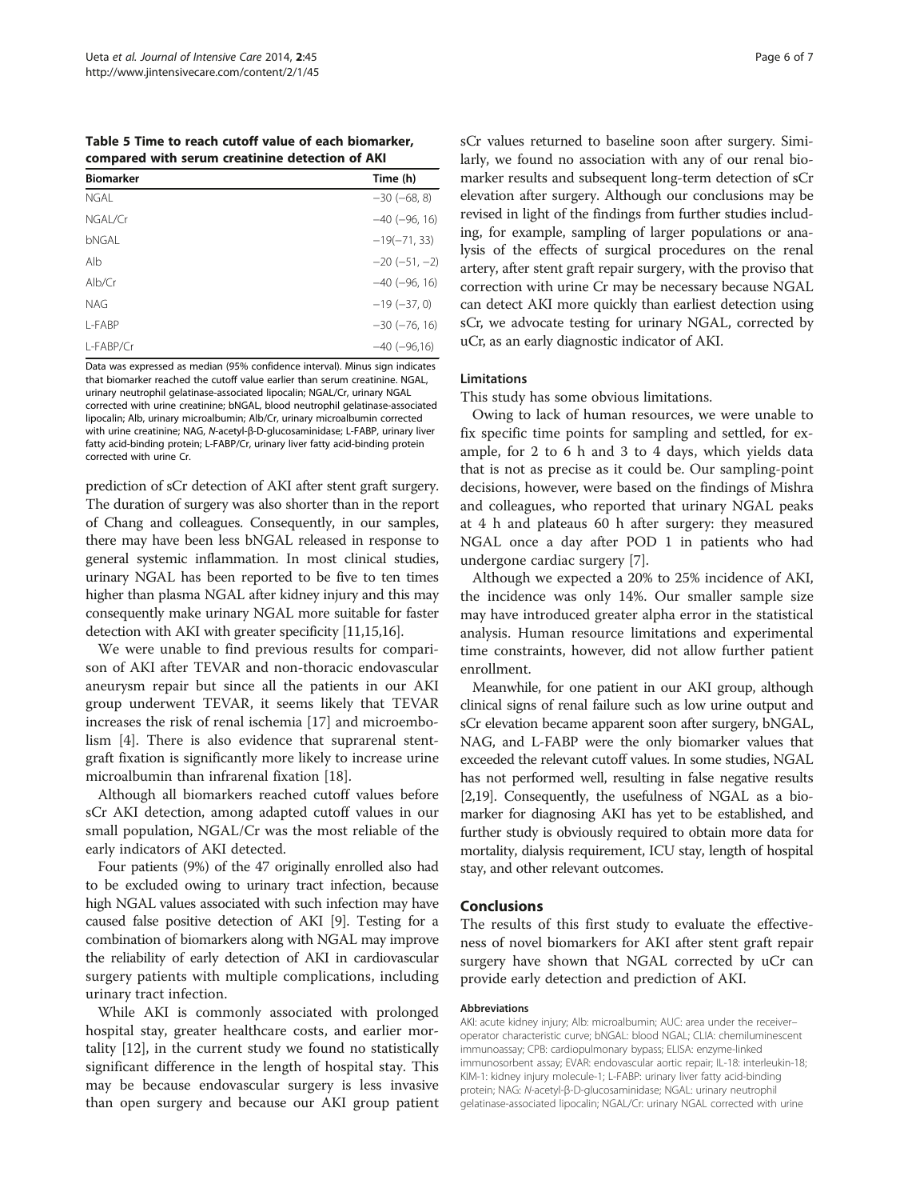**Table 5 Time to reach cutoff value of each biomarker, compared with serum creatinine detection of AKI**

| Biomarker | Time (h) |
| --- | --- |
| NGAL | −30 (−68, 8) |
| NGAL/Cr | −40 (−96, 16) |
| bNGAL | −19(−71, 33) |
| Alb | −20 (−51, −2) |
| Alb/Cr | −40 (−96, 16) |
| NAG | −19 (−37, 0) |
| L-FABP | −30 (−76, 16) |
| L-FABP/Cr | −40 (−96,16) |

Data was expressed as median (95% confidence interval). Minus sign indicates that biomarker reached the cutoff value earlier than serum creatinine. NGAL, urinary neutrophil gelatinase-associated lipocalin; NGAL/Cr, urinary NGAL corrected with urine creatinine; bNGAL, blood neutrophil gelatinase-associated lipocalin; Alb, urinary microalbumin; Alb/Cr, urinary microalbumin corrected with urine creatinine; NAG, *N*-acetyl-β-D-glucosaminidase; L-FABP, urinary liver fatty acid-binding protein; L-FABP/Cr, urinary liver fatty acid-binding protein corrected with urine Cr.

prediction of sCr detection of AKI after stent graft surgery. The duration of surgery was also shorter than in the report of Chang and colleagues. Consequently, in our samples, there may have been less bNGAL released in response to general systemic inflammation. In most clinical studies, urinary NGAL has been reported to be five to ten times higher than plasma NGAL after kidney injury and this may consequently make urinary NGAL more suitable for faster detection with AKI with greater specificity [11,15,16].

We were unable to find previous results for comparison of AKI after TEVAR and non-thoracic endovascular aneurysm repair but since all the patients in our AKI group underwent TEVAR, it seems likely that TEVAR increases the risk of renal ischemia [17] and microembolism [4]. There is also evidence that suprarenal stent-graft fixation is significantly more likely to increase urine microalbumin than infrarenal fixation [18].

Although all biomarkers reached cutoff values before sCr AKI detection, among adapted cutoff values in our small population, NGAL/Cr was the most reliable of the early indicators of AKI detected.

Four patients (9%) of the 47 originally enrolled also had to be excluded owing to urinary tract infection, because high NGAL values associated with such infection may have caused false positive detection of AKI [9]. Testing for a combination of biomarkers along with NGAL may improve the reliability of early detection of AKI in cardiovascular surgery patients with multiple complications, including urinary tract infection.

While AKI is commonly associated with prolonged hospital stay, greater healthcare costs, and earlier mortality [12], in the current study we found no statistically significant difference in the length of hospital stay. This may be because endovascular surgery is less invasive than open surgery and because our AKI group patient sCr values returned to baseline soon after surgery. Similarly, we found no association with any of our renal biomarker results and subsequent long-term detection of sCr elevation after surgery. Although our conclusions may be revised in light of the findings from further studies including, for example, sampling of larger populations or analysis of the effects of surgical procedures on the renal artery, after stent graft repair surgery, with the proviso that correction with urine Cr may be necessary because NGAL can detect AKI more quickly than earliest detection using sCr, we advocate testing for urinary NGAL, corrected by uCr, as an early diagnostic indicator of AKI.

### Limitations

This study has some obvious limitations.

Owing to lack of human resources, we were unable to fix specific time points for sampling and settled, for example, for 2 to 6 h and 3 to 4 days, which yields data that is not as precise as it could be. Our sampling-point decisions, however, were based on the findings of Mishra and colleagues, who reported that urinary NGAL peaks at 4 h and plateaus 60 h after surgery: they measured NGAL once a day after POD 1 in patients who had undergone cardiac surgery [7].

Although we expected a 20% to 25% incidence of AKI, the incidence was only 14%. Our smaller sample size may have introduced greater alpha error in the statistical analysis. Human resource limitations and experimental time constraints, however, did not allow further patient enrollment.

Meanwhile, for one patient in our AKI group, although clinical signs of renal failure such as low urine output and sCr elevation became apparent soon after surgery, bNGAL, NAG, and L-FABP were the only biomarker values that exceeded the relevant cutoff values. In some studies, NGAL has not performed well, resulting in false negative results [2,19]. Consequently, the usefulness of NGAL as a biomarker for diagnosing AKI has yet to be established, and further study is obviously required to obtain more data for mortality, dialysis requirement, ICU stay, length of hospital stay, and other relevant outcomes.

## Conclusions

The results of this first study to evaluate the effectiveness of novel biomarkers for AKI after stent graft repair surgery have shown that NGAL corrected by uCr can provide early detection and prediction of AKI.

#### Abbreviations

AKI: acute kidney injury; Alb: microalbumin; AUC: area under the receiver–operator characteristic curve; bNGAL: blood NGAL; CLIA: chemiluminescent immunoassay; CPB: cardiopulmonary bypass; ELISA: enzyme-linked immunosorbent assay; EVAR: endovascular aortic repair; IL-18: interleukin-18; KIM-1: kidney injury molecule-1; L-FABP: urinary liver fatty acid-binding protein; NAG: *N*-acetyl-β-D-glucosaminidase; NGAL: urinary neutrophil gelatinase-associated lipocalin; NGAL/Cr: urinary NGAL corrected with urine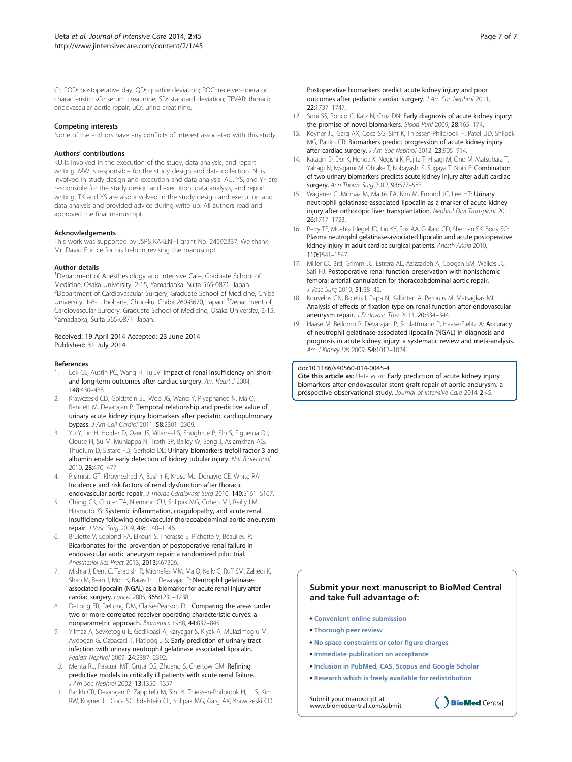Cr; POD: postoperative day; QD: quartile deviation; ROC: receiver-operator characteristic; sCr: serum creatinine; SD: standard deviation; TEVAR: thoracic endovascular aortic repair; uCr: urine creatinine.

### Competing interests

None of the authors have any conflicts of interest associated with this study.

### Authors' contributions

KU is involved in the execution of the study, data analysis, and report writing. MW is responsible for the study design and data collection. NI is involved in study design and execution and data analysis. AU, YS, and YF are responsible for the study design and execution, data analysis, and report writing. TK and YS are also involved in the study design and execution and data analysis and provided advice during write up. All authors read and approved the final manuscript.

### Acknowledgements

This work was supported by JSPS KAKENHI grant No. 24592337. We thank Mr. David Eunice for his help in revising the manuscript.

### Author details

[1]Department of Anesthesiology and Intensive Care, Graduate School of Medicine, Osaka University, 2-15, Yamadaoka, Suita 565-0871, Japan. [2]Department of Cardiovascular Surgery, Graduate School of Medicine, Chiba University, 1-8-1, Inohana, Chuo-ku, Chiba 260-8670, Japan. [3]Department of Cardiovascular Surgery, Graduate School of Medicine, Osaka University, 2-15, Yamadaoka, Suita 565-0871, Japan.

Received: 19 April 2014 Accepted: 23 June 2014
Published: 31 July 2014

### References

1. Lok CE, Austin PC, Wang H, Tu JV: **Impact of renal insufficiency on short- and long-term outcomes after cardiac surgery.** *Am Heart J* 2004, **148:**430–438.
2. Krawczeski CD, Goldstein SL, Woo JG, Wang Y, Piyaphanee N, Ma Q, Bennett M, Devarajan P: **Temporal relationship and predictive value of urinary acute kidney injury biomarkers after pediatric cardiopulmonary bypass.** *J Am Coll Cardiol* 2011, **58:**2301–2309.
3. Yu Y, Jin H, Holder D, Ozer JS, Villarreal S, Shughrue P, Shi S, Figueroa DJ, Clouse H, Su M, Muniappa N, Troth SP, Bailey W, Seng J, Aslamkhan AG, Thudium D, Sistare FD, Gerhold DL: **Urinary biomarkers trefoil factor 3 and albumin enable early detection of kidney tubular injury.** *Nat Biotechnol* 2010, **28:**470–477.
4. Pisimisis GT, Khoynezhad A, Bashir K, Kruse MJ, Donayre CE, White RA: **Incidence and risk factors of renal dysfunction after thoracic endovascular aortic repair.** *J Thorac Cardiovasc Surg* 2010, **140:**S161–S167.
5. Chang CK, Chuter TA, Niemann CU, Shlipak MG, Cohen MJ, Reilly LM, Hiramoto JS: **Systemic inflammation, coagulopathy, and acute renal insufficiency following endovascular thoracoabdominal aortic aneurysm repair.** *J Vasc Surg* 2009, **49:**1140–1146.
6. Brulotte V, Leblond FA, Elkouri S, Therasse E, Pichette V, Beaulieu P: **Bicarbonates for the prevention of postoperative renal failure in endovascular aortic aneurysm repair: a randomized pilot trial.** *Anesthesiol Res Pract* 2013, **2013:**467326.
7. Mishra J, Dent C, Tarabishi R, Mitsnefes MM, Ma Q, Kelly C, Ruff SM, Zahedi K, Shao M, Bean J, Mori K, Barasch J, Devarajan P: **Neutrophil gelatinase-associated lipocalin (NGAL) as a biomarker for acute renal injury after cardiac surgery.** *Lancet* 2005, **365:**1231–1238.
8. DeLong ER, DeLong DM, Clarke-Pearson DL: **Comparing the areas under two or more correlated receiver operating characteristic curves: a nonparametric approach.** *Biometrics* 1988, **44:**837–845.
9. Yilmaz A, Sevketoglu E, Gedikbasi A, Karyagar S, Kiyak A, Mulazimoglu M, Aydogan G, Ozpacaci T, Hatipoglu S: **Early prediction of urinary tract infection with urinary neutrophil gelatinase associated lipocalin.** *Pediatr Nephrol* 2009, **24:**2387–2392.
10. Mehta RL, Pascual MT, Gruta CG, Zhuang S, Chertow GM: **Refining predictive models in critically ill patients with acute renal failure.** *J Am Soc Nephrol* 2002, **13:**1350–1357.
11. Parikh CR, Devarajan P, Zappitelli M, Sint K, Thiessen-Philbrook H, Li S, Kim RW, Koyner JL, Coca SG, Edelstein CL, Shlipak MG, Garg AX, Krawczeski CD: **Postoperative biomarkers predict acute kidney injury and poor outcomes after pediatric cardiac surgery.** *J Am Soc Nephrol* 2011, **22:**1737–1747.
12. Soni SS, Ronco C, Katz N, Cruz DN: **Early diagnosis of acute kidney injury: the promise of novel biomarkers.** *Blood Purif* 2009, **28:**165–174.
13. Koyner JL, Garg AX, Coca SG, Sint K, Thiessen-Philbrook H, Patel UD, Shlipak MG, Parikh CR: **Biomarkers predict progression of acute kidney injury after cardiac surgery.** *J Am Soc Nephrol* 2012, **23:**905–914.
14. Katagiri D, Doi K, Honda K, Negishi K, Fujita T, Hisagi M, Ono M, Matsubara T, Yahagi N, Iwagami M, Ohtake T, Kobayashi S, Sugaya T, Noiri E: **Combination of two urinary biomarkers predicts acute kidney injury after adult cardiac surgery.** *Ann Thorac Surg* 2012, **93:**577–583.
15. Wagener G, Minhaz M, Mattis FA, Kim M, Emond JC, Lee HT: **Urinary neutrophil gelatinase-associated lipocalin as a marker of acute kidney injury after orthotopic liver transplantation.** *Nephrol Dial Transplant* 2011, **26:**1717–1723.
16. Perry TE, Muehlschlegel JD, Liu KY, Fox AA, Collard CD, Shernan SK, Body SC: **Plasma neutrophil gelatinase-associated lipocalin and acute postoperative kidney injury in adult cardiac surgical patients.** *Anesth Analg* 2010, **110:**1541–1547.
17. Miller CC 3rd, Grimm JC, Estrera AL, Azizzadeh A, Coogan SM, Walkes JC, Safi HJ: **Postoperative renal function preservation with nonischemic femoral arterial cannulation for thoracoabdominal aortic repair.** *J Vasc Surg* 2010, **51:**38–42.
18. Kouvelos GN, Boletis I, Papa N, Kallinteri A, Peroulis M, Matsagkas MI: **Analysis of effects of fixation type on renal function after endovascular aneurysm repair.** *J Endovasc Ther* 2013, **20:**334–344.
19. Haase M, Bellomo R, Devarajan P, Schlattmann P, Haase-Fielitz A: **Accuracy of neutrophil gelatinase-associated lipocalin (NGAL) in diagnosis and prognosis in acute kidney injury: a systematic review and meta-analysis.** *Am J Kidney Dis* 2009, **54:**1012–1024.

doi:10.1186/s40560-014-0045-4
**Cite this article as:** Ueta *et al.*: Early prediction of acute kidney injury biomarkers after endovascular stent graft repair of aortic aneurysm: a prospective observational study. *Journal of Intensive Care* 2014 **2**:45.

**Submit your next manuscript to BioMed Central and take full advantage of:**

- **Convenient online submission**
- **Thorough peer review**
- **No space constraints or color figure charges**
- **Immediate publication on acceptance**
- **Inclusion in PubMed, CAS, Scopus and Google Scholar**
- **Research which is freely available for redistribution**

Submit your manuscript at www.biomedcentral.com/submit

BioMed Central